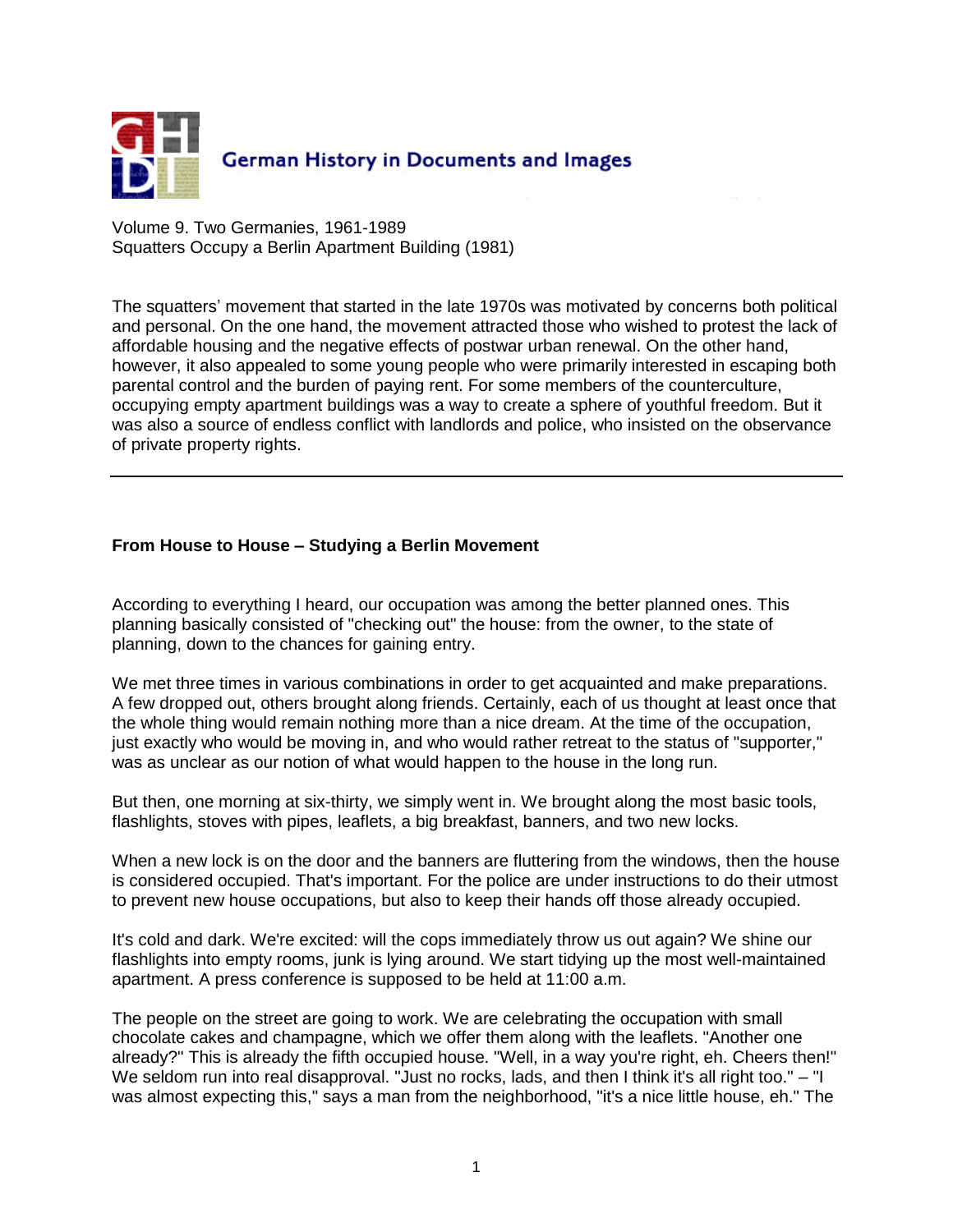German History in Documents and Images

Volume 9. Two Germanies, 1961-1989
Squatters Occupy a Berlin Apartment Building (1981)

The squatters' movement that started in the late 1970s was motivated by concerns both political and personal. On the one hand, the movement attracted those who wished to protest the lack of affordable housing and the negative effects of postwar urban renewal. On the other hand, however, it also appealed to some young people who were primarily interested in escaping both parental control and the burden of paying rent. For some members of the counterculture, occupying empty apartment buildings was a way to create a sphere of youthful freedom. But it was also a source of endless conflict with landlords and police, who insisted on the observance of private property rights.

---

**From House to House – Studying a Berlin Movement**

According to everything I heard, our occupation was among the better planned ones. This planning basically consisted of "checking out" the house: from the owner, to the state of planning, down to the chances for gaining entry.

We met three times in various combinations in order to get acquainted and make preparations. A few dropped out, others brought along friends. Certainly, each of us thought at least once that the whole thing would remain nothing more than a nice dream. At the time of the occupation, just exactly who would be moving in, and who would rather retreat to the status of "supporter," was as unclear as our notion of what would happen to the house in the long run.

But then, one morning at six-thirty, we simply went in. We brought along the most basic tools, flashlights, stoves with pipes, leaflets, a big breakfast, banners, and two new locks.

When a new lock is on the door and the banners are fluttering from the windows, then the house is considered occupied. That's important. For the police are under instructions to do their utmost to prevent new house occupations, but also to keep their hands off those already occupied.

It's cold and dark. We're excited: will the cops immediately throw us out again? We shine our flashlights into empty rooms, junk is lying around. We start tidying up the most well-maintained apartment. A press conference is supposed to be held at 11:00 a.m.

The people on the street are going to work. We are celebrating the occupation with small chocolate cakes and champagne, which we offer them along with the leaflets. "Another one already?" This is already the fifth occupied house. "Well, in a way you're right, eh. Cheers then!" We seldom run into real disapproval. "Just no rocks, lads, and then I think it's all right too." – "I was almost expecting this," says a man from the neighborhood, "it's a nice little house, eh." The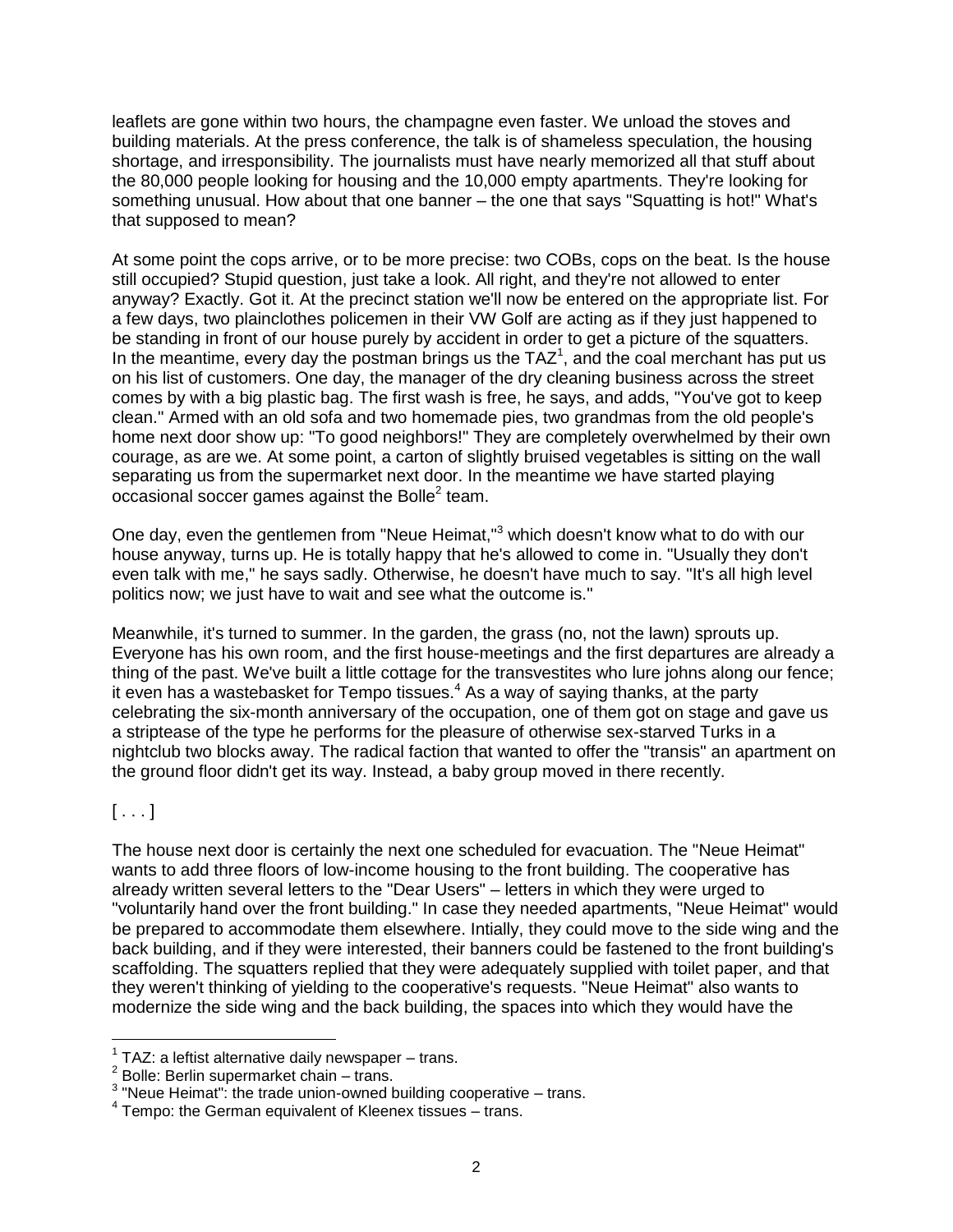leaflets are gone within two hours, the champagne even faster. We unload the stoves and building materials. At the press conference, the talk is of shameless speculation, the housing shortage, and irresponsibility. The journalists must have nearly memorized all that stuff about the 80,000 people looking for housing and the 10,000 empty apartments. They're looking for something unusual. How about that one banner – the one that says "Squatting is hot!" What's that supposed to mean?

At some point the cops arrive, or to be more precise: two COBs, cops on the beat. Is the house still occupied? Stupid question, just take a look. All right, and they're not allowed to enter anyway? Exactly. Got it. At the precinct station we'll now be entered on the appropriate list. For a few days, two plainclothes policemen in their VW Golf are acting as if they just happened to be standing in front of our house purely by accident in order to get a picture of the squatters. In the meantime, every day the postman brings us the TAZ[1], and the coal merchant has put us on his list of customers. One day, the manager of the dry cleaning business across the street comes by with a big plastic bag. The first wash is free, he says, and adds, "You've got to keep clean." Armed with an old sofa and two homemade pies, two grandmas from the old people's home next door show up: "To good neighbors!" They are completely overwhelmed by their own courage, as are we. At some point, a carton of slightly bruised vegetables is sitting on the wall separating us from the supermarket next door. In the meantime we have started playing occasional soccer games against the Bolle[2] team.

One day, even the gentlemen from "Neue Heimat,"[3] which doesn't know what to do with our house anyway, turns up. He is totally happy that he's allowed to come in. "Usually they don't even talk with me," he says sadly. Otherwise, he doesn't have much to say. "It's all high level politics now; we just have to wait and see what the outcome is."

Meanwhile, it's turned to summer. In the garden, the grass (no, not the lawn) sprouts up. Everyone has his own room, and the first house-meetings and the first departures are already a thing of the past. We've built a little cottage for the transvestites who lure johns along our fence; it even has a wastebasket for Tempo tissues.[4] As a way of saying thanks, at the party celebrating the six-month anniversary of the occupation, one of them got on stage and gave us a striptease of the type he performs for the pleasure of otherwise sex-starved Turks in a nightclub two blocks away. The radical faction that wanted to offer the "transis" an apartment on the ground floor didn't get its way. Instead, a baby group moved in there recently.

[ . . . ]

The house next door is certainly the next one scheduled for evacuation. The "Neue Heimat" wants to add three floors of low-income housing to the front building. The cooperative has already written several letters to the "Dear Users" – letters in which they were urged to "voluntarily hand over the front building." In case they needed apartments, "Neue Heimat" would be prepared to accommodate them elsewhere. Intially, they could move to the side wing and the back building, and if they were interested, their banners could be fastened to the front building's scaffolding. The squatters replied that they were adequately supplied with toilet paper, and that they weren't thinking of yielding to the cooperative's requests. "Neue Heimat" also wants to modernize the side wing and the back building, the spaces into which they would have the

---

[1] TAZ: a leftist alternative daily newspaper – trans.

[2] Bolle: Berlin supermarket chain – trans.

[3] "Neue Heimat": the trade union-owned building cooperative – trans.

[4] Tempo: the German equivalent of Kleenex tissues – trans.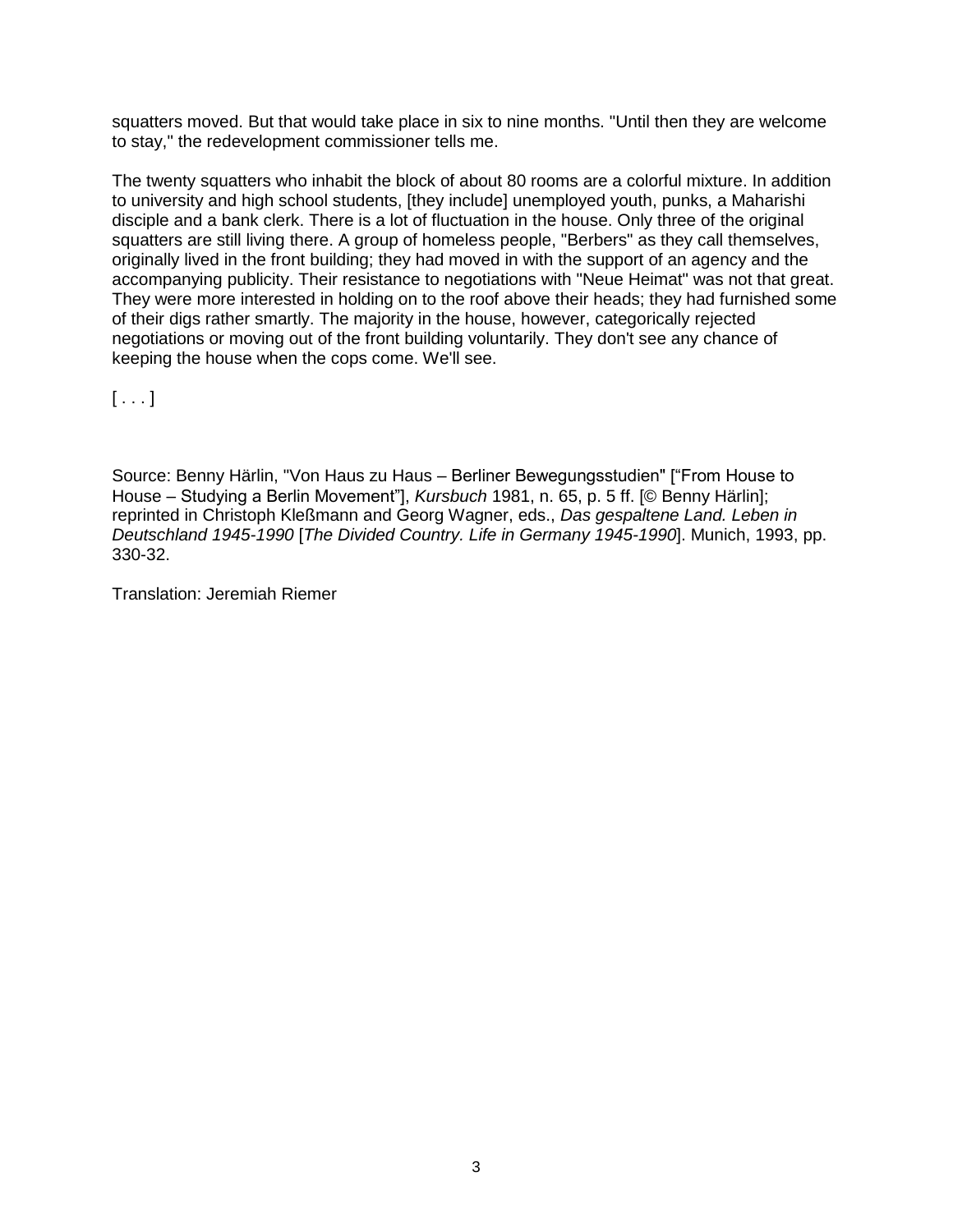squatters moved. But that would take place in six to nine months. "Until then they are welcome to stay," the redevelopment commissioner tells me.

The twenty squatters who inhabit the block of about 80 rooms are a colorful mixture. In addition to university and high school students, [they include] unemployed youth, punks, a Maharishi disciple and a bank clerk. There is a lot of fluctuation in the house. Only three of the original squatters are still living there. A group of homeless people, "Berbers" as they call themselves, originally lived in the front building; they had moved in with the support of an agency and the accompanying publicity. Their resistance to negotiations with "Neue Heimat" was not that great. They were more interested in holding on to the roof above their heads; they had furnished some of their digs rather smartly. The majority in the house, however, categorically rejected negotiations or moving out of the front building voluntarily. They don't see any chance of keeping the house when the cops come. We'll see.

[ . . . ]

Source: Benny Härlin, "Von Haus zu Haus – Berliner Bewegungsstudien" ["From House to House – Studying a Berlin Movement"], *Kursbuch* 1981, n. 65, p. 5 ff. [© Benny Härlin]; reprinted in Christoph Kleßmann and Georg Wagner, eds., *Das gespaltene Land. Leben in Deutschland 1945-1990* [*The Divided Country. Life in Germany 1945-1990*]. Munich, 1993, pp. 330-32.

Translation: Jeremiah Riemer